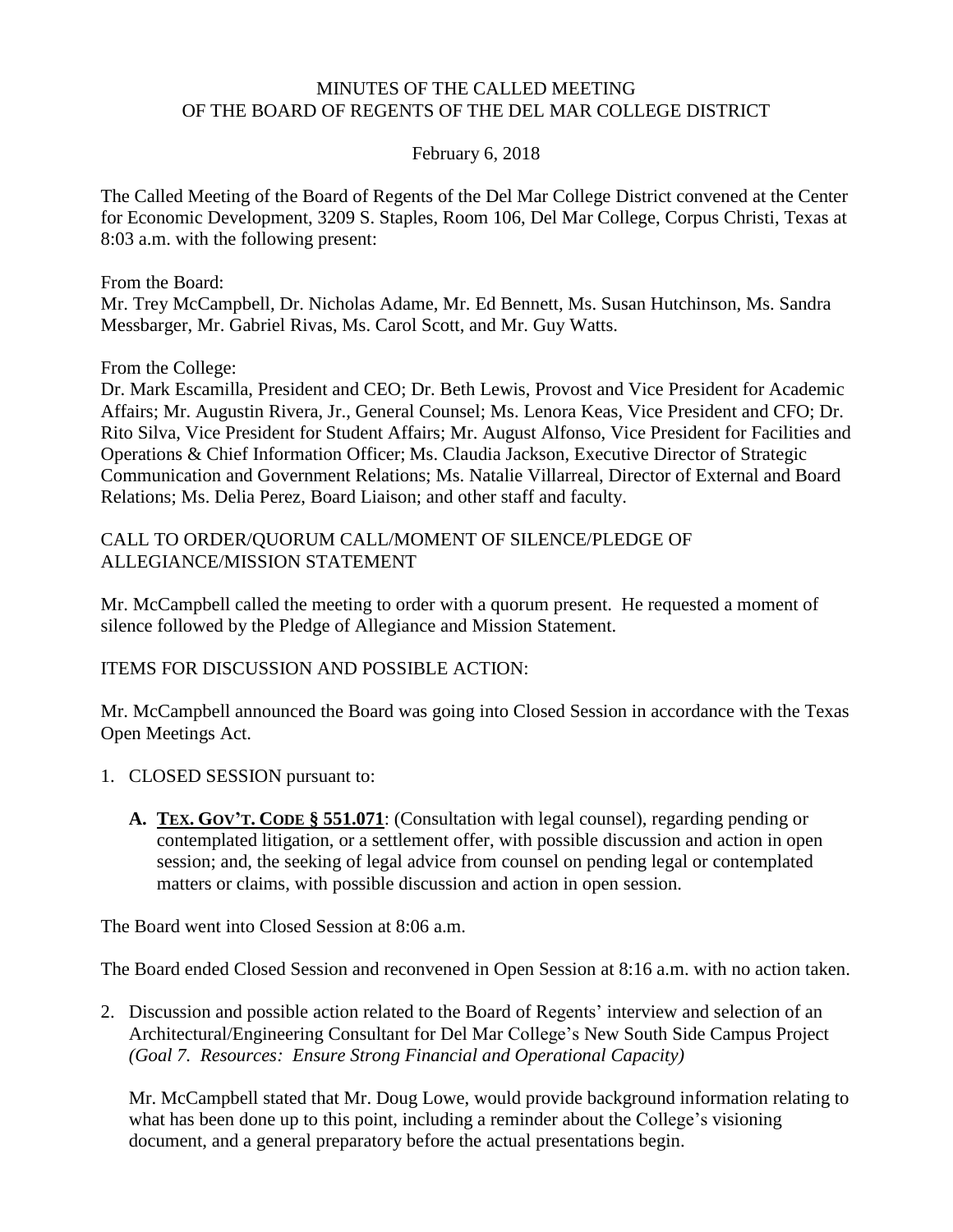# MINUTES OF THE CALLED MEETING OF THE BOARD OF REGENTS OF THE DEL MAR COLLEGE DISTRICT

February 6, 2018

The Called Meeting of the Board of Regents of the Del Mar College District convened at the Center for Economic Development, 3209 S. Staples, Room 106, Del Mar College, Corpus Christi, Texas at 8:03 a.m. with the following present:

From the Board:
Mr. Trey McCampbell, Dr. Nicholas Adame, Mr. Ed Bennett, Ms. Susan Hutchinson, Ms. Sandra Messbarger, Mr. Gabriel Rivas, Ms. Carol Scott, and Mr. Guy Watts.

From the College:
Dr. Mark Escamilla, President and CEO; Dr. Beth Lewis, Provost and Vice President for Academic Affairs; Mr. Augustin Rivera, Jr., General Counsel; Ms. Lenora Keas, Vice President and CFO; Dr. Rito Silva, Vice President for Student Affairs; Mr. August Alfonso, Vice President for Facilities and Operations & Chief Information Officer; Ms. Claudia Jackson, Executive Director of Strategic Communication and Government Relations; Ms. Natalie Villarreal, Director of External and Board Relations; Ms. Delia Perez, Board Liaison; and other staff and faculty.

## CALL TO ORDER/QUORUM CALL/MOMENT OF SILENCE/PLEDGE OF ALLEGIANCE/MISSION STATEMENT

Mr. McCampbell called the meeting to order with a quorum present. He requested a moment of silence followed by the Pledge of Allegiance and Mission Statement.

## ITEMS FOR DISCUSSION AND POSSIBLE ACTION:

Mr. McCampbell announced the Board was going into Closed Session in accordance with the Texas Open Meetings Act.

1. CLOSED SESSION pursuant to:

   **A. TEX. GOV'T. CODE § 551.071**: (Consultation with legal counsel), regarding pending or contemplated litigation, or a settlement offer, with possible discussion and action in open session; and, the seeking of legal advice from counsel on pending legal or contemplated matters or claims, with possible discussion and action in open session.

The Board went into Closed Session at 8:06 a.m.

The Board ended Closed Session and reconvened in Open Session at 8:16 a.m. with no action taken.

2. Discussion and possible action related to the Board of Regents' interview and selection of an Architectural/Engineering Consultant for Del Mar College's New South Side Campus Project *(Goal 7. Resources: Ensure Strong Financial and Operational Capacity)*

   Mr. McCampbell stated that Mr. Doug Lowe, would provide background information relating to what has been done up to this point, including a reminder about the College's visioning document, and a general preparatory before the actual presentations begin.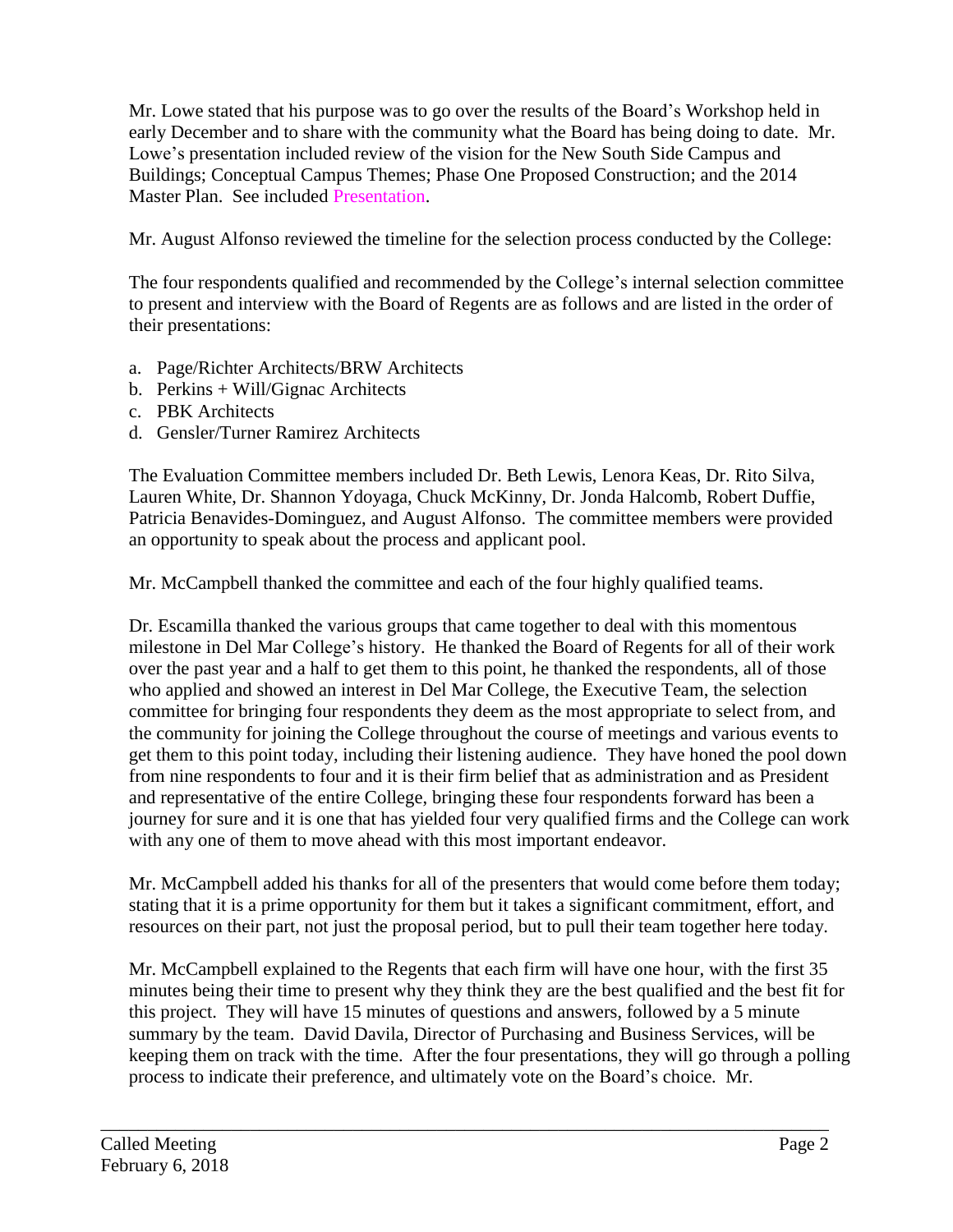Mr. Lowe stated that his purpose was to go over the results of the Board's Workshop held in early December and to share with the community what the Board has being doing to date. Mr. Lowe's presentation included review of the vision for the New South Side Campus and Buildings; Conceptual Campus Themes; Phase One Proposed Construction; and the 2014 Master Plan. See included Presentation.

Mr. August Alfonso reviewed the timeline for the selection process conducted by the College:

The four respondents qualified and recommended by the College's internal selection committee to present and interview with the Board of Regents are as follows and are listed in the order of their presentations:

a. Page/Richter Architects/BRW Architects
b. Perkins + Will/Gignac Architects
c. PBK Architects
d. Gensler/Turner Ramirez Architects

The Evaluation Committee members included Dr. Beth Lewis, Lenora Keas, Dr. Rito Silva, Lauren White, Dr. Shannon Ydoyaga, Chuck McKinny, Dr. Jonda Halcomb, Robert Duffie, Patricia Benavides-Dominguez, and August Alfonso. The committee members were provided an opportunity to speak about the process and applicant pool.

Mr. McCampbell thanked the committee and each of the four highly qualified teams.

Dr. Escamilla thanked the various groups that came together to deal with this momentous milestone in Del Mar College's history. He thanked the Board of Regents for all of their work over the past year and a half to get them to this point, he thanked the respondents, all of those who applied and showed an interest in Del Mar College, the Executive Team, the selection committee for bringing four respondents they deem as the most appropriate to select from, and the community for joining the College throughout the course of meetings and various events to get them to this point today, including their listening audience. They have honed the pool down from nine respondents to four and it is their firm belief that as administration and as President and representative of the entire College, bringing these four respondents forward has been a journey for sure and it is one that has yielded four very qualified firms and the College can work with any one of them to move ahead with this most important endeavor.

Mr. McCampbell added his thanks for all of the presenters that would come before them today; stating that it is a prime opportunity for them but it takes a significant commitment, effort, and resources on their part, not just the proposal period, but to pull their team together here today.

Mr. McCampbell explained to the Regents that each firm will have one hour, with the first 35 minutes being their time to present why they think they are the best qualified and the best fit for this project. They will have 15 minutes of questions and answers, followed by a 5 minute summary by the team. David Davila, Director of Purchasing and Business Services, will be keeping them on track with the time. After the four presentations, they will go through a polling process to indicate their preference, and ultimately vote on the Board's choice. Mr.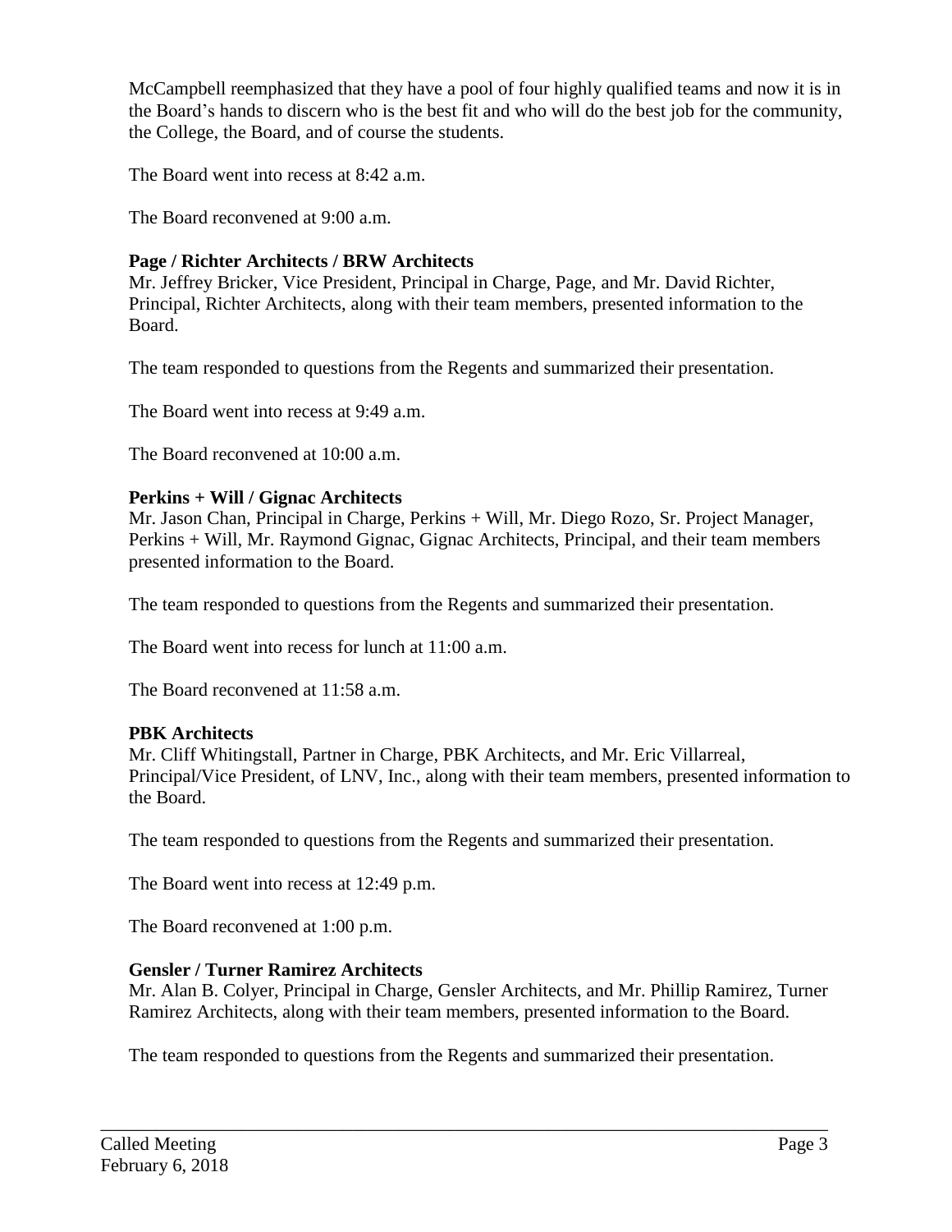McCampbell reemphasized that they have a pool of four highly qualified teams and now it is in the Board's hands to discern who is the best fit and who will do the best job for the community, the College, the Board, and of course the students.

The Board went into recess at 8:42 a.m.

The Board reconvened at 9:00 a.m.

**Page / Richter Architects / BRW Architects**
Mr. Jeffrey Bricker, Vice President, Principal in Charge, Page, and Mr. David Richter, Principal, Richter Architects, along with their team members, presented information to the Board.

The team responded to questions from the Regents and summarized their presentation.

The Board went into recess at 9:49 a.m.

The Board reconvened at 10:00 a.m.

**Perkins + Will / Gignac Architects**
Mr. Jason Chan, Principal in Charge, Perkins + Will, Mr. Diego Rozo, Sr. Project Manager, Perkins + Will, Mr. Raymond Gignac, Gignac Architects, Principal, and their team members presented information to the Board.

The team responded to questions from the Regents and summarized their presentation.

The Board went into recess for lunch at 11:00 a.m.

The Board reconvened at 11:58 a.m.

**PBK Architects**
Mr. Cliff Whitingstall, Partner in Charge, PBK Architects, and Mr. Eric Villarreal, Principal/Vice President, of LNV, Inc., along with their team members, presented information to the Board.

The team responded to questions from the Regents and summarized their presentation.

The Board went into recess at 12:49 p.m.

The Board reconvened at 1:00 p.m.

**Gensler / Turner Ramirez Architects**
Mr. Alan B. Colyer, Principal in Charge, Gensler Architects, and Mr. Phillip Ramirez, Turner Ramirez Architects, along with their team members, presented information to the Board.

The team responded to questions from the Regents and summarized their presentation.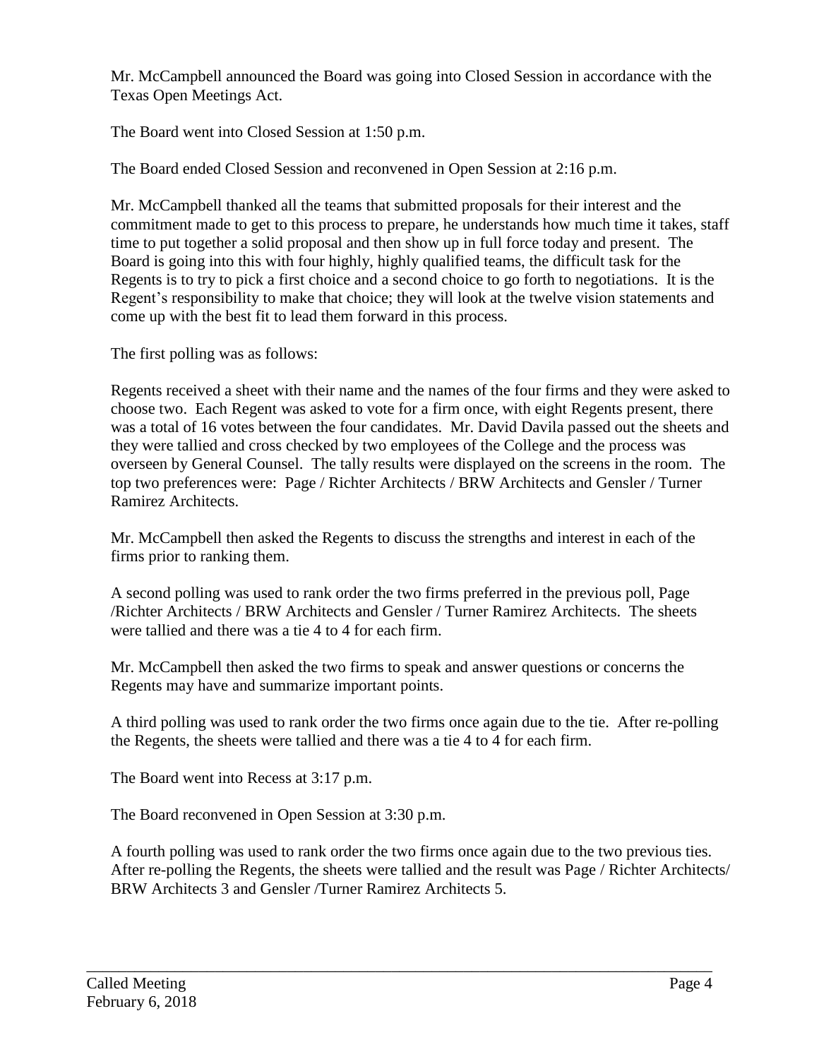Mr. McCampbell announced the Board was going into Closed Session in accordance with the Texas Open Meetings Act.

The Board went into Closed Session at 1:50 p.m.

The Board ended Closed Session and reconvened in Open Session at 2:16 p.m.

Mr. McCampbell thanked all the teams that submitted proposals for their interest and the commitment made to get to this process to prepare, he understands how much time it takes, staff time to put together a solid proposal and then show up in full force today and present. The Board is going into this with four highly, highly qualified teams, the difficult task for the Regents is to try to pick a first choice and a second choice to go forth to negotiations. It is the Regent's responsibility to make that choice; they will look at the twelve vision statements and come up with the best fit to lead them forward in this process.

The first polling was as follows:

Regents received a sheet with their name and the names of the four firms and they were asked to choose two. Each Regent was asked to vote for a firm once, with eight Regents present, there was a total of 16 votes between the four candidates. Mr. David Davila passed out the sheets and they were tallied and cross checked by two employees of the College and the process was overseen by General Counsel. The tally results were displayed on the screens in the room. The top two preferences were: Page / Richter Architects / BRW Architects and Gensler / Turner Ramirez Architects.

Mr. McCampbell then asked the Regents to discuss the strengths and interest in each of the firms prior to ranking them.

A second polling was used to rank order the two firms preferred in the previous poll, Page /Richter Architects / BRW Architects and Gensler / Turner Ramirez Architects. The sheets were tallied and there was a tie 4 to 4 for each firm.

Mr. McCampbell then asked the two firms to speak and answer questions or concerns the Regents may have and summarize important points.

A third polling was used to rank order the two firms once again due to the tie. After re-polling the Regents, the sheets were tallied and there was a tie 4 to 4 for each firm.

The Board went into Recess at 3:17 p.m.

The Board reconvened in Open Session at 3:30 p.m.

A fourth polling was used to rank order the two firms once again due to the two previous ties. After re-polling the Regents, the sheets were tallied and the result was Page / Richter Architects/ BRW Architects 3 and Gensler /Turner Ramirez Architects 5.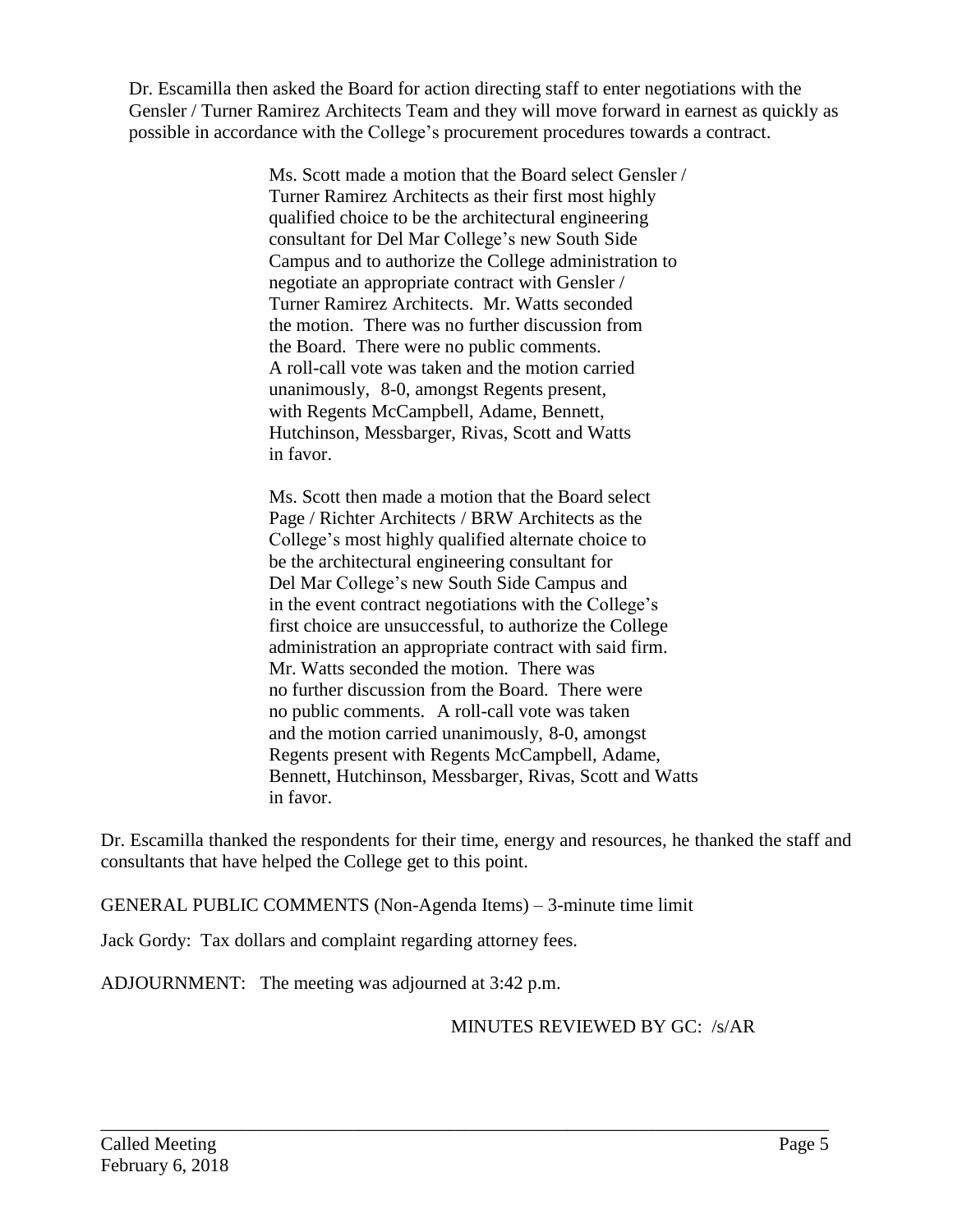Dr. Escamilla then asked the Board for action directing staff to enter negotiations with the Gensler / Turner Ramirez Architects Team and they will move forward in earnest as quickly as possible in accordance with the College's procurement procedures towards a contract.

> Ms. Scott made a motion that the Board select Gensler / Turner Ramirez Architects as their first most highly qualified choice to be the architectural engineering consultant for Del Mar College's new South Side Campus and to authorize the College administration to negotiate an appropriate contract with Gensler / Turner Ramirez Architects. Mr. Watts seconded the motion. There was no further discussion from the Board. There were no public comments. A roll-call vote was taken and the motion carried unanimously, 8-0, amongst Regents present, with Regents McCampbell, Adame, Bennett, Hutchinson, Messbarger, Rivas, Scott and Watts in favor.
>
> Ms. Scott then made a motion that the Board select Page / Richter Architects / BRW Architects as the College's most highly qualified alternate choice to be the architectural engineering consultant for Del Mar College's new South Side Campus and in the event contract negotiations with the College's first choice are unsuccessful, to authorize the College administration an appropriate contract with said firm. Mr. Watts seconded the motion. There was no further discussion from the Board. There were no public comments. A roll-call vote was taken and the motion carried unanimously, 8-0, amongst Regents present with Regents McCampbell, Adame, Bennett, Hutchinson, Messbarger, Rivas, Scott and Watts in favor.

Dr. Escamilla thanked the respondents for their time, energy and resources, he thanked the staff and consultants that have helped the College get to this point.

GENERAL PUBLIC COMMENTS (Non-Agenda Items) – 3-minute time limit

Jack Gordy: Tax dollars and complaint regarding attorney fees.

ADJOURNMENT: The meeting was adjourned at 3:42 p.m.

MINUTES REVIEWED BY GC: /s/AR